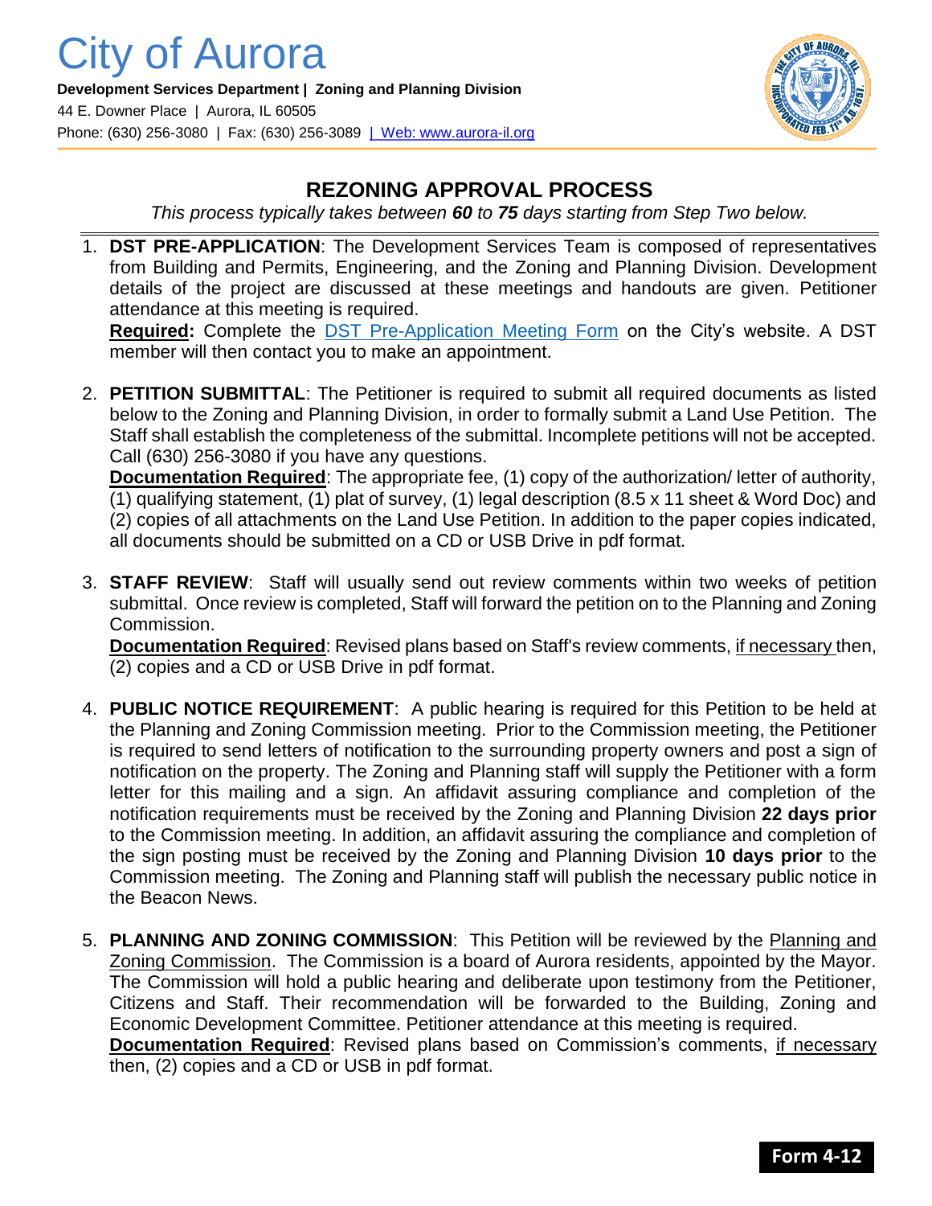# City of Aurora

**Development Services Department | Zoning and Planning Division**
44 E. Downer Place | Aurora, IL 60505
Phone: (630) 256-3080 | Fax: (630) 256-3089 | Web: www.aurora-il.org

## REZONING APPROVAL PROCESS

*This process typically takes between **60** to **75** days starting from Step Two below.*

1. **DST PRE-APPLICATION**: The Development Services Team is composed of representatives from Building and Permits, Engineering, and the Zoning and Planning Division. Development details of the project are discussed at these meetings and handouts are given. Petitioner attendance at this meeting is required.
   **Required:** Complete the DST Pre-Application Meeting Form on the City's website. A DST member will then contact you to make an appointment.

2. **PETITION SUBMITTAL**: The Petitioner is required to submit all required documents as listed below to the Zoning and Planning Division, in order to formally submit a Land Use Petition. The Staff shall establish the completeness of the submittal. Incomplete petitions will not be accepted. Call (630) 256-3080 if you have any questions.
   **Documentation Required**: The appropriate fee, (1) copy of the authorization/ letter of authority, (1) qualifying statement, (1) plat of survey, (1) legal description (8.5 x 11 sheet & Word Doc) and (2) copies of all attachments on the Land Use Petition. In addition to the paper copies indicated, all documents should be submitted on a CD or USB Drive in pdf format.

3. **STAFF REVIEW**: Staff will usually send out review comments within two weeks of petition submittal. Once review is completed, Staff will forward the petition on to the Planning and Zoning Commission.
   **Documentation Required**: Revised plans based on Staff's review comments, if necessary then, (2) copies and a CD or USB Drive in pdf format.

4. **PUBLIC NOTICE REQUIREMENT**: A public hearing is required for this Petition to be held at the Planning and Zoning Commission meeting. Prior to the Commission meeting, the Petitioner is required to send letters of notification to the surrounding property owners and post a sign of notification on the property. The Zoning and Planning staff will supply the Petitioner with a form letter for this mailing and a sign. An affidavit assuring compliance and completion of the notification requirements must be received by the Zoning and Planning Division **22 days prior** to the Commission meeting. In addition, an affidavit assuring the compliance and completion of the sign posting must be received by the Zoning and Planning Division **10 days prior** to the Commission meeting. The Zoning and Planning staff will publish the necessary public notice in the Beacon News.

5. **PLANNING AND ZONING COMMISSION**: This Petition will be reviewed by the Planning and Zoning Commission. The Commission is a board of Aurora residents, appointed by the Mayor. The Commission will hold a public hearing and deliberate upon testimony from the Petitioner, Citizens and Staff. Their recommendation will be forwarded to the Building, Zoning and Economic Development Committee. Petitioner attendance at this meeting is required.
   **Documentation Required**: Revised plans based on Commission's comments, if necessary then, (2) copies and a CD or USB in pdf format.

**Form 4-12**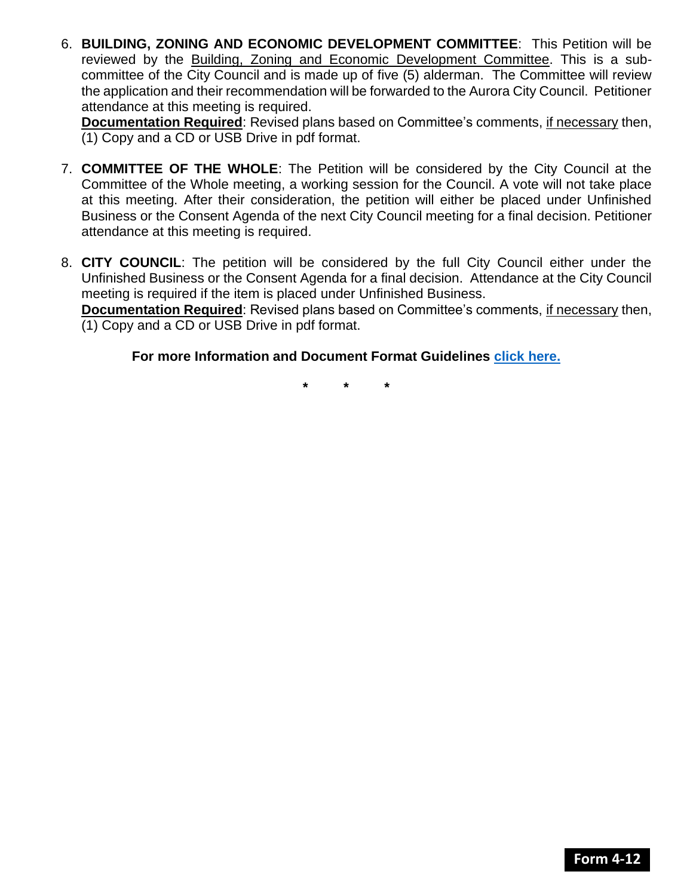6. **BUILDING, ZONING AND ECONOMIC DEVELOPMENT COMMITTEE**: This Petition will be reviewed by the Building, Zoning and Economic Development Committee. This is a sub-committee of the City Council and is made up of five (5) alderman. The Committee will review the application and their recommendation will be forwarded to the Aurora City Council. Petitioner attendance at this meeting is required.
   **Documentation Required**: Revised plans based on Committee's comments, if necessary then, (1) Copy and a CD or USB Drive in pdf format.

7. **COMMITTEE OF THE WHOLE**: The Petition will be considered by the City Council at the Committee of the Whole meeting, a working session for the Council. A vote will not take place at this meeting. After their consideration, the petition will either be placed under Unfinished Business or the Consent Agenda of the next City Council meeting for a final decision. Petitioner attendance at this meeting is required.

8. **CITY COUNCIL**: The petition will be considered by the full City Council either under the Unfinished Business or the Consent Agenda for a final decision. Attendance at the City Council meeting is required if the item is placed under Unfinished Business.
   **Documentation Required**: Revised plans based on Committee's comments, if necessary then, (1) Copy and a CD or USB Drive in pdf format.

**For more Information and Document Format Guidelines click here.**

\* \* \*

**Form 4-12**